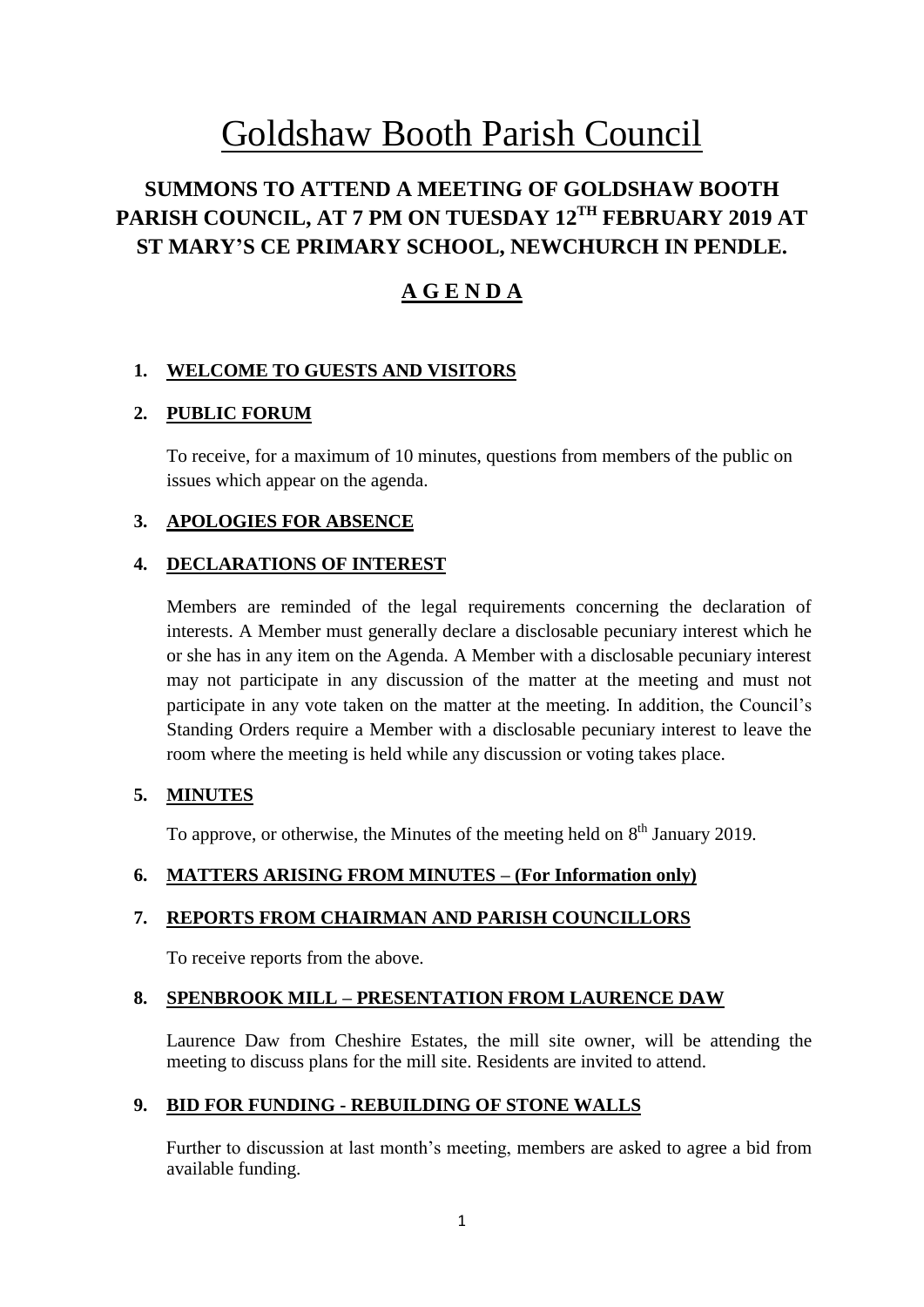# Goldshaw Booth Parish Council

## SUMMONS TO ATTEND A MEETING OF GOLDSHAW BOOTH PARISH COUNCIL, AT 7 PM ON TUESDAY 12TH FEBRUARY 2019 AT ST MARY'S CE PRIMARY SCHOOL, NEWCHURCH IN PENDLE.

## A G E N D A

1. **WELCOME TO GUESTS AND VISITORS**

2. **PUBLIC FORUM**

   To receive, for a maximum of 10 minutes, questions from members of the public on issues which appear on the agenda.

3. **APOLOGIES FOR ABSENCE**

4. **DECLARATIONS OF INTEREST**

   Members are reminded of the legal requirements concerning the declaration of interests. A Member must generally declare a disclosable pecuniary interest which he or she has in any item on the Agenda. A Member with a disclosable pecuniary interest may not participate in any discussion of the matter at the meeting and must not participate in any vote taken on the matter at the meeting. In addition, the Council's Standing Orders require a Member with a disclosable pecuniary interest to leave the room where the meeting is held while any discussion or voting takes place.

5. **MINUTES**

   To approve, or otherwise, the Minutes of the meeting held on 8th January 2019.

6. **MATTERS ARISING FROM MINUTES – (For Information only)**

7. **REPORTS FROM CHAIRMAN AND PARISH COUNCILLORS**

   To receive reports from the above.

8. **SPENBROOK MILL – PRESENTATION FROM LAURENCE DAW**

   Laurence Daw from Cheshire Estates, the mill site owner, will be attending the meeting to discuss plans for the mill site. Residents are invited to attend.

9. **BID FOR FUNDING - REBUILDING OF STONE WALLS**

   Further to discussion at last month's meeting, members are asked to agree a bid from available funding.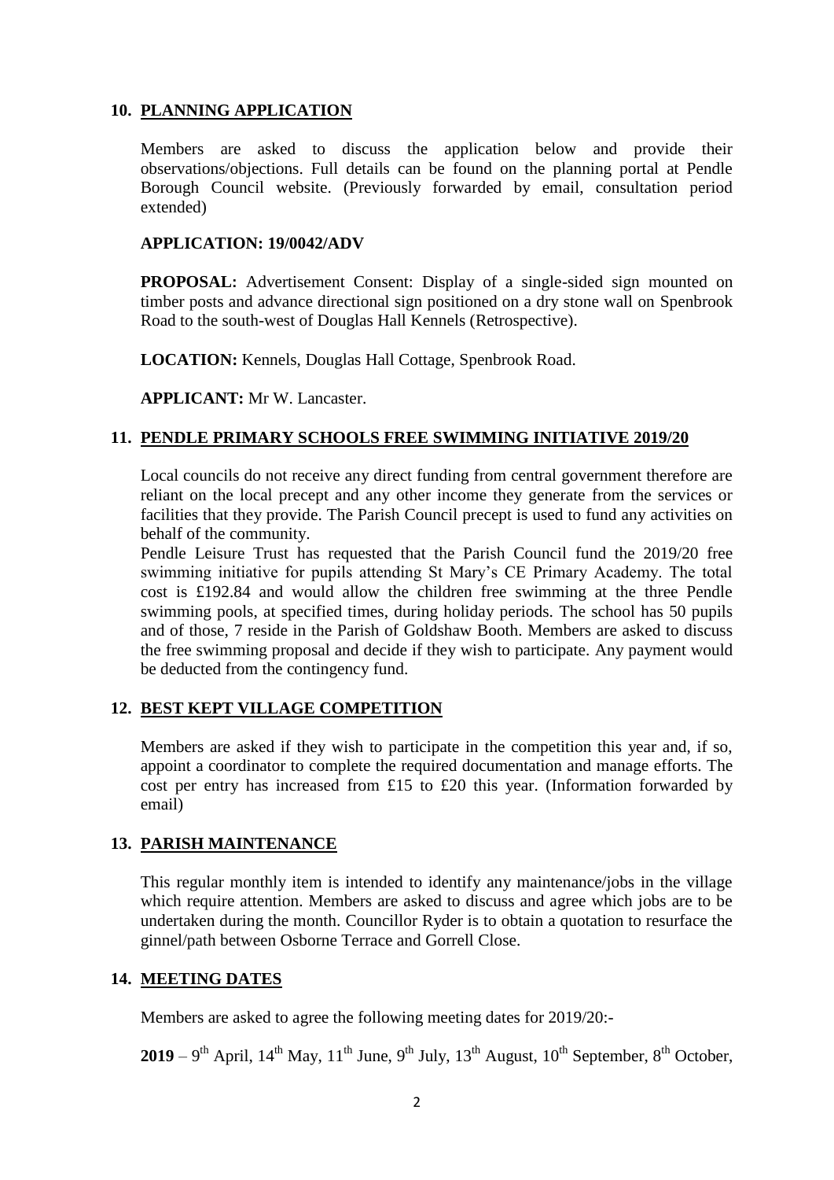## 10. PLANNING APPLICATION

Members are asked to discuss the application below and provide their observations/objections. Full details can be found on the planning portal at Pendle Borough Council website. (Previously forwarded by email, consultation period extended)

**APPLICATION: 19/0042/ADV**

**PROPOSAL:** Advertisement Consent: Display of a single-sided sign mounted on timber posts and advance directional sign positioned on a dry stone wall on Spenbrook Road to the south-west of Douglas Hall Kennels (Retrospective).

**LOCATION:** Kennels, Douglas Hall Cottage, Spenbrook Road.

**APPLICANT:** Mr W. Lancaster.

## 11. PENDLE PRIMARY SCHOOLS FREE SWIMMING INITIATIVE 2019/20

Local councils do not receive any direct funding from central government therefore are reliant on the local precept and any other income they generate from the services or facilities that they provide. The Parish Council precept is used to fund any activities on behalf of the community.

Pendle Leisure Trust has requested that the Parish Council fund the 2019/20 free swimming initiative for pupils attending St Mary's CE Primary Academy. The total cost is £192.84 and would allow the children free swimming at the three Pendle swimming pools, at specified times, during holiday periods. The school has 50 pupils and of those, 7 reside in the Parish of Goldshaw Booth. Members are asked to discuss the free swimming proposal and decide if they wish to participate. Any payment would be deducted from the contingency fund.

## 12. BEST KEPT VILLAGE COMPETITION

Members are asked if they wish to participate in the competition this year and, if so, appoint a coordinator to complete the required documentation and manage efforts. The cost per entry has increased from £15 to £20 this year. (Information forwarded by email)

## 13. PARISH MAINTENANCE

This regular monthly item is intended to identify any maintenance/jobs in the village which require attention. Members are asked to discuss and agree which jobs are to be undertaken during the month. Councillor Ryder is to obtain a quotation to resurface the ginnel/path between Osborne Terrace and Gorrell Close.

## 14. MEETING DATES

Members are asked to agree the following meeting dates for 2019/20:-

**2019** – 9th April, 14th May, 11th June, 9th July, 13th August, 10th September, 8th October,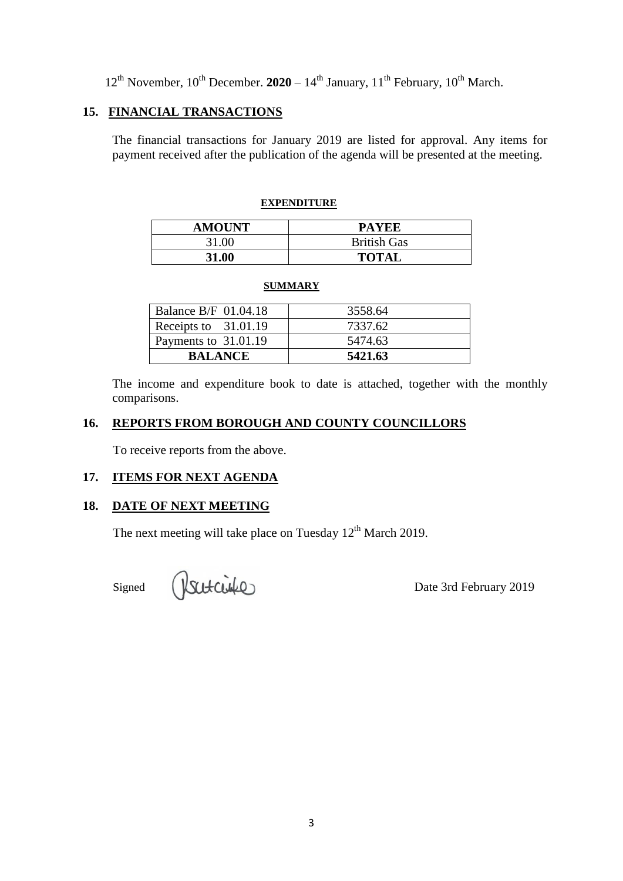12th November, 10th December. **2020** – 14th January, 11th February, 10th March.

## 15. FINANCIAL TRANSACTIONS

The financial transactions for January 2019 are listed for approval. Any items for payment received after the publication of the agenda will be presented at the meeting.

**EXPENDITURE**

| AMOUNT | PAYEE |
|---|---|
| 31.00 | British Gas |
| **31.00** | **TOTAL** |

**SUMMARY**

| | |
|---|---|
| Balance B/F 01.04.18 | 3558.64 |
| Receipts to 31.01.19 | 7337.62 |
| Payments to 31.01.19 | 5474.63 |
| **BALANCE** | **5421.63** |

The income and expenditure book to date is attached, together with the monthly comparisons.

## 16. REPORTS FROM BOROUGH AND COUNTY COUNCILLORS

To receive reports from the above.

## 17. ITEMS FOR NEXT AGENDA

## 18. DATE OF NEXT MEETING

The next meeting will take place on Tuesday 12th March 2019.

Signed Rsutcliffe Date 3rd February 2019